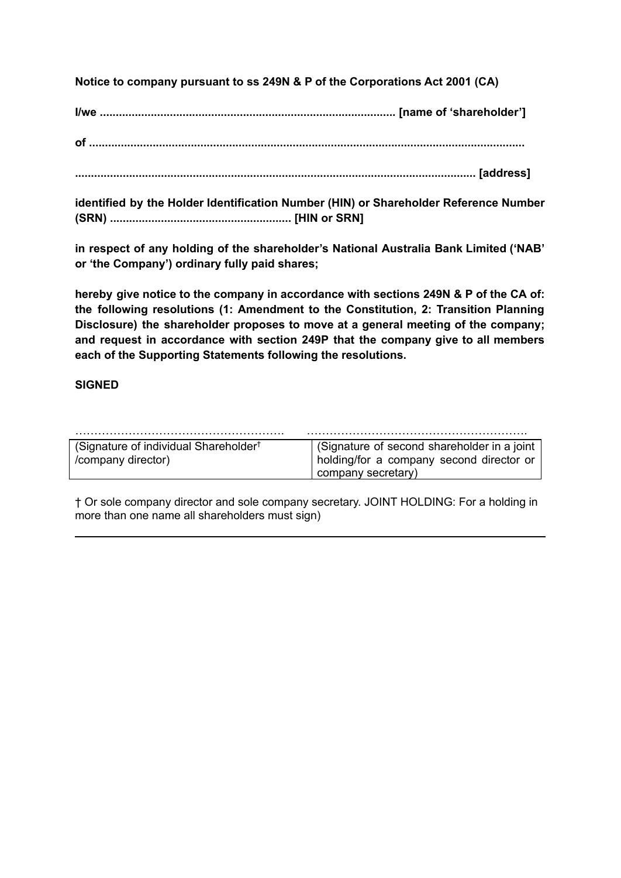**Notice to company pursuant to ss 249N & P of the Corporations Act 2001 (CA)**

**I/we ........................................................................................... [name of 'shareholder']**

**of ........................................................................................................................................**

**........................................................................................................................... [address]**

**identified by the Holder Identification Number (HIN) or Shareholder Reference Number (SRN) ........................................................ [HIN or SRN]**

**in respect of any holding of the shareholder's National Australia Bank Limited ('NAB' or 'the Company') ordinary fully paid shares;**

**hereby give notice to the company in accordance with sections 249N & P of the CA of: the following resolutions (1: Amendment to the Constitution, 2: Transition Planning Disclosure) the shareholder proposes to move at a general meeting of the company; and request in accordance with section 249P that the company give to all members each of the Supporting Statements following the resolutions.**

**SIGNED**

| ………………………………………………. | ………………………………………………… |
|---|---|
| (Signature of individual Shareholder† /company director) | (Signature of second shareholder in a joint holding/for a company second director or company secretary) |

† Or sole company director and sole company secretary. JOINT HOLDING: For a holding in more than one name all shareholders must sign)

---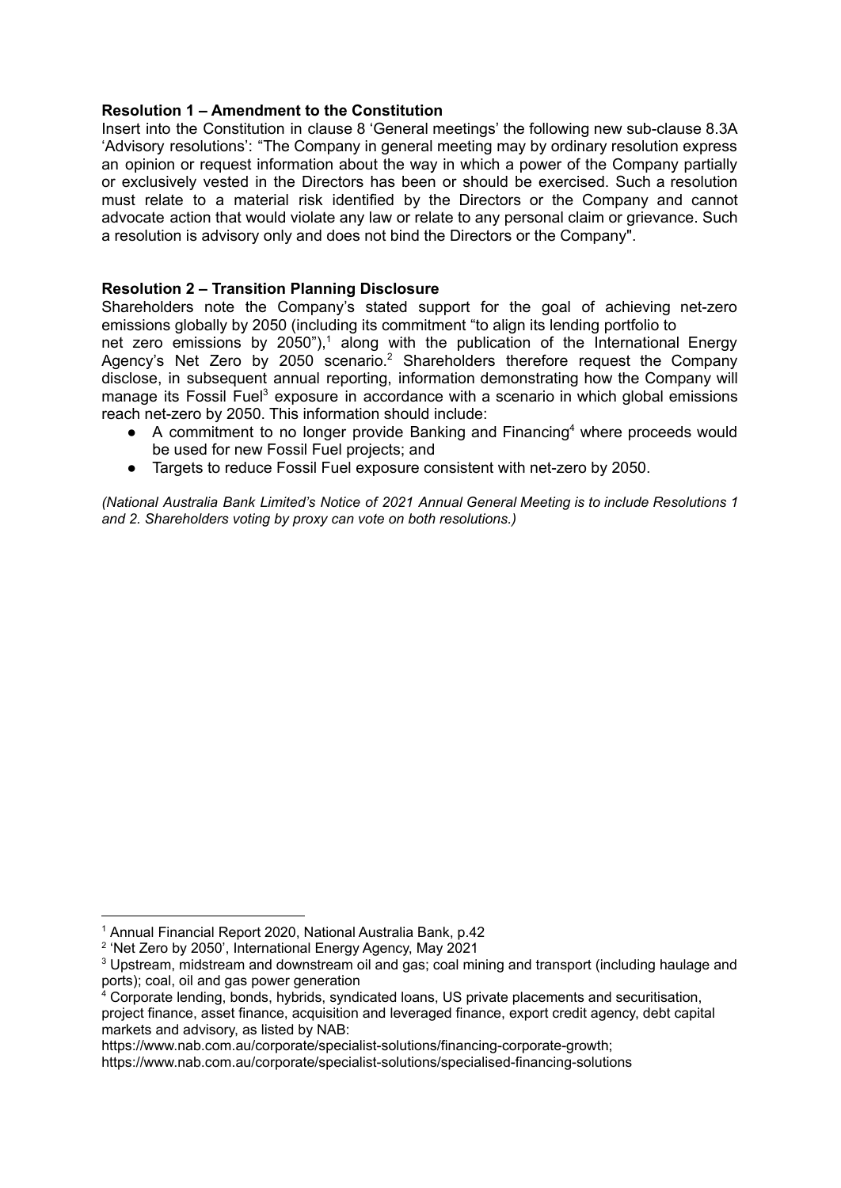**Resolution 1 – Amendment to the Constitution**

Insert into the Constitution in clause 8 'General meetings' the following new sub-clause 8.3A 'Advisory resolutions': "The Company in general meeting may by ordinary resolution express an opinion or request information about the way in which a power of the Company partially or exclusively vested in the Directors has been or should be exercised. Such a resolution must relate to a material risk identified by the Directors or the Company and cannot advocate action that would violate any law or relate to any personal claim or grievance. Such a resolution is advisory only and does not bind the Directors or the Company".

**Resolution 2 – Transition Planning Disclosure**

Shareholders note the Company's stated support for the goal of achieving net-zero emissions globally by 2050 (including its commitment "to align its lending portfolio to net zero emissions by 2050"),[1] along with the publication of the International Energy Agency's Net Zero by 2050 scenario.[2] Shareholders therefore request the Company disclose, in subsequent annual reporting, information demonstrating how the Company will manage its Fossil Fuel[3] exposure in accordance with a scenario in which global emissions reach net-zero by 2050. This information should include:

- A commitment to no longer provide Banking and Financing[4] where proceeds would be used for new Fossil Fuel projects; and
- Targets to reduce Fossil Fuel exposure consistent with net-zero by 2050.

*(National Australia Bank Limited's Notice of 2021 Annual General Meeting is to include Resolutions 1 and 2. Shareholders voting by proxy can vote on both resolutions.)*

---

[1] Annual Financial Report 2020, National Australia Bank, p.42

[2] 'Net Zero by 2050', International Energy Agency, May 2021

[3] Upstream, midstream and downstream oil and gas; coal mining and transport (including haulage and ports); coal, oil and gas power generation

[4] Corporate lending, bonds, hybrids, syndicated loans, US private placements and securitisation, project finance, asset finance, acquisition and leveraged finance, export credit agency, debt capital markets and advisory, as listed by NAB:
https://www.nab.com.au/corporate/specialist-solutions/financing-corporate-growth;
https://www.nab.com.au/corporate/specialist-solutions/specialised-financing-solutions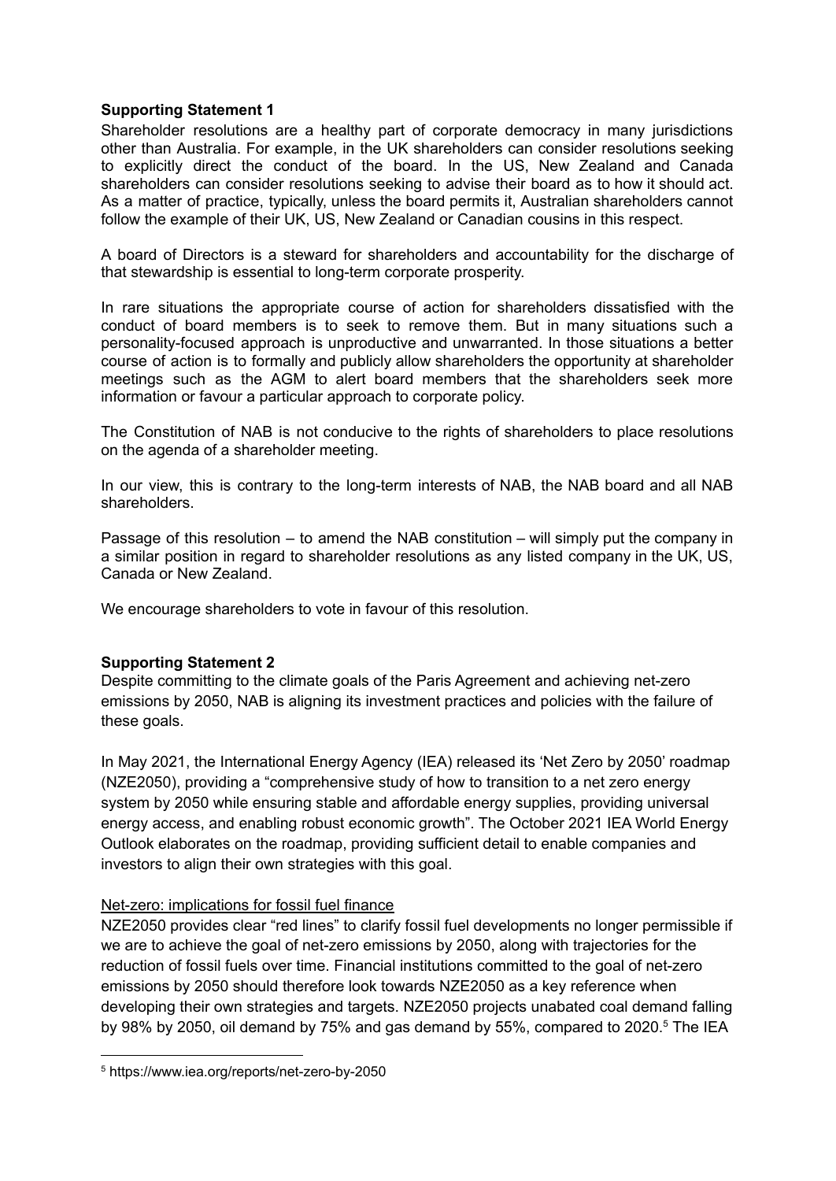**Supporting Statement 1**

Shareholder resolutions are a healthy part of corporate democracy in many jurisdictions other than Australia. For example, in the UK shareholders can consider resolutions seeking to explicitly direct the conduct of the board. In the US, New Zealand and Canada shareholders can consider resolutions seeking to advise their board as to how it should act. As a matter of practice, typically, unless the board permits it, Australian shareholders cannot follow the example of their UK, US, New Zealand or Canadian cousins in this respect.

A board of Directors is a steward for shareholders and accountability for the discharge of that stewardship is essential to long-term corporate prosperity.

In rare situations the appropriate course of action for shareholders dissatisfied with the conduct of board members is to seek to remove them. But in many situations such a personality-focused approach is unproductive and unwarranted. In those situations a better course of action is to formally and publicly allow shareholders the opportunity at shareholder meetings such as the AGM to alert board members that the shareholders seek more information or favour a particular approach to corporate policy.

The Constitution of NAB is not conducive to the rights of shareholders to place resolutions on the agenda of a shareholder meeting.

In our view, this is contrary to the long-term interests of NAB, the NAB board and all NAB shareholders.

Passage of this resolution – to amend the NAB constitution – will simply put the company in a similar position in regard to shareholder resolutions as any listed company in the UK, US, Canada or New Zealand.

We encourage shareholders to vote in favour of this resolution.

**Supporting Statement 2**

Despite committing to the climate goals of the Paris Agreement and achieving net-zero emissions by 2050, NAB is aligning its investment practices and policies with the failure of these goals.

In May 2021, the International Energy Agency (IEA) released its 'Net Zero by 2050' roadmap (NZE2050), providing a "comprehensive study of how to transition to a net zero energy system by 2050 while ensuring stable and affordable energy supplies, providing universal energy access, and enabling robust economic growth". The October 2021 IEA World Energy Outlook elaborates on the roadmap, providing sufficient detail to enable companies and investors to align their own strategies with this goal.

<u>Net-zero: implications for fossil fuel finance</u>

NZE2050 provides clear "red lines" to clarify fossil fuel developments no longer permissible if we are to achieve the goal of net-zero emissions by 2050, along with trajectories for the reduction of fossil fuels over time. Financial institutions committed to the goal of net-zero emissions by 2050 should therefore look towards NZE2050 as a key reference when developing their own strategies and targets. NZE2050 projects unabated coal demand falling by 98% by 2050, oil demand by 75% and gas demand by 55%, compared to 2020.[5] The IEA

[5] https://www.iea.org/reports/net-zero-by-2050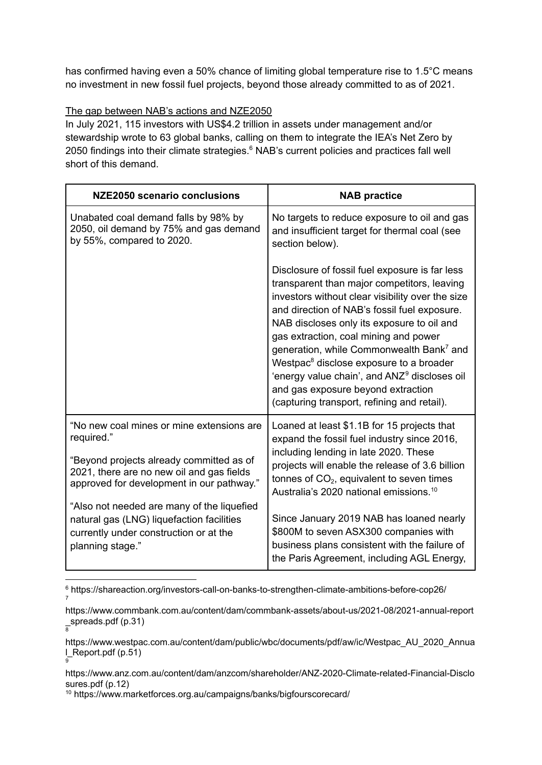has confirmed having even a 50% chance of limiting global temperature rise to 1.5°C means no investment in new fossil fuel projects, beyond those already committed to as of 2021.

The gap between NAB's actions and NZE2050

In July 2021, 115 investors with US$4.2 trillion in assets under management and/or stewardship wrote to 63 global banks, calling on them to integrate the IEA's Net Zero by 2050 findings into their climate strategies.[6] NAB's current policies and practices fall well short of this demand.

| NZE2050 scenario conclusions | NAB practice |
| --- | --- |
| Unabated coal demand falls by 98% by 2050, oil demand by 75% and gas demand by 55%, compared to 2020. | No targets to reduce exposure to oil and gas and insufficient target for thermal coal (see section below).<br><br>Disclosure of fossil fuel exposure is far less transparent than major competitors, leaving investors without clear visibility over the size and direction of NAB's fossil fuel exposure. NAB discloses only its exposure to oil and gas extraction, coal mining and power generation, while Commonwealth Bank[7] and Westpac[8] disclose exposure to a broader 'energy value chain', and ANZ[9] discloses oil and gas exposure beyond extraction (capturing transport, refining and retail). |
| "No new coal mines or mine extensions are required."<br><br>"Beyond projects already committed as of 2021, there are no new oil and gas fields approved for development in our pathway."<br><br>"Also not needed are many of the liquefied natural gas (LNG) liquefaction facilities currently under construction or at the planning stage." | Loaned at least \$1.1B for 15 projects that expand the fossil fuel industry since 2016, including lending in late 2020. These projects will enable the release of 3.6 billion tonnes of $CO_2$, equivalent to seven times Australia's 2020 national emissions.[10]<br><br>Since January 2019 NAB has loaned nearly \$800M to seven ASX300 companies with business plans consistent with the failure of the Paris Agreement, including AGL Energy, |

[6] https://shareaction.org/investors-call-on-banks-to-strengthen-climate-ambitions-before-cop26/

[7] https://www.commbank.com.au/content/dam/commbank-assets/about-us/2021-08/2021-annual-report_spreads.pdf (p.31)

[8] https://www.westpac.com.au/content/dam/public/wbc/documents/pdf/aw/ic/Westpac_AU_2020_Annual_Report.pdf (p.51)

[9] https://www.anz.com.au/content/dam/anzcom/shareholder/ANZ-2020-Climate-related-Financial-Disclosures.pdf (p.12)

[10] https://www.marketforces.org.au/campaigns/banks/bigfourscorecard/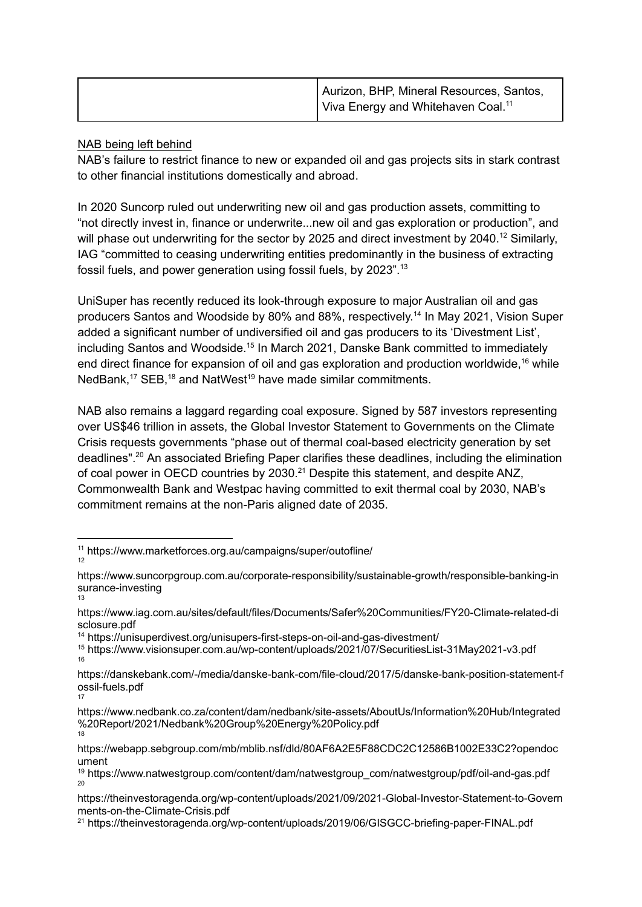| | Aurizon, BHP, Mineral Resources, Santos, Viva Energy and Whitehaven Coal.[11] |
|---|---|

NAB being left behind

NAB's failure to restrict finance to new or expanded oil and gas projects sits in stark contrast to other financial institutions domestically and abroad.

In 2020 Suncorp ruled out underwriting new oil and gas production assets, committing to "not directly invest in, finance or underwrite...new oil and gas exploration or production", and will phase out underwriting for the sector by 2025 and direct investment by 2040.[12] Similarly, IAG "committed to ceasing underwriting entities predominantly in the business of extracting fossil fuels, and power generation using fossil fuels, by 2023".[13]

UniSuper has recently reduced its look-through exposure to major Australian oil and gas producers Santos and Woodside by 80% and 88%, respectively.[14] In May 2021, Vision Super added a significant number of undiversified oil and gas producers to its 'Divestment List', including Santos and Woodside.[15] In March 2021, Danske Bank committed to immediately end direct finance for expansion of oil and gas exploration and production worldwide,[16] while NedBank,[17] SEB,[18] and NatWest[19] have made similar commitments.

NAB also remains a laggard regarding coal exposure. Signed by 587 investors representing over US$46 trillion in assets, the Global Investor Statement to Governments on the Climate Crisis requests governments "phase out of thermal coal-based electricity generation by set deadlines".[20] An associated Briefing Paper clarifies these deadlines, including the elimination of coal power in OECD countries by 2030.[21] Despite this statement, and despite ANZ, Commonwealth Bank and Westpac having committed to exit thermal coal by 2030, NAB's commitment remains at the non-Paris aligned date of 2035.

---

[11] https://www.marketforces.org.au/campaigns/super/outofline/

[12] https://www.suncorpgroup.com.au/corporate-responsibility/sustainable-growth/responsible-banking-insurance-investing

[13] https://www.iag.com.au/sites/default/files/Documents/Safer%20Communities/FY20-Climate-related-disclosure.pdf

[14] https://unisuperdivest.org/unisupers-first-steps-on-oil-and-gas-divestment/

[15] https://www.visionsuper.com.au/wp-content/uploads/2021/07/SecuritiesList-31May2021-v3.pdf

[16] https://danskebank.com/-/media/danske-bank-com/file-cloud/2017/5/danske-bank-position-statement-fossil-fuels.pdf

[17] https://www.nedbank.co.za/content/dam/nedbank/site-assets/AboutUs/Information%20Hub/Integrated%20Report/2021/Nedbank%20Group%20Energy%20Policy.pdf

[18] https://webapp.sebgroup.com/mb/mblib.nsf/dld/80AF6A2E5F88CDC2C12586B1002E33C2?opendocument

[19] https://www.natwestgroup.com/content/dam/natwestgroup_com/natwestgroup/pdf/oil-and-gas.pdf

[20] https://theinvestoragenda.org/wp-content/uploads/2021/09/2021-Global-Investor-Statement-to-Governments-on-the-Climate-Crisis.pdf

[21] https://theinvestoragenda.org/wp-content/uploads/2019/06/GISGCC-briefing-paper-FINAL.pdf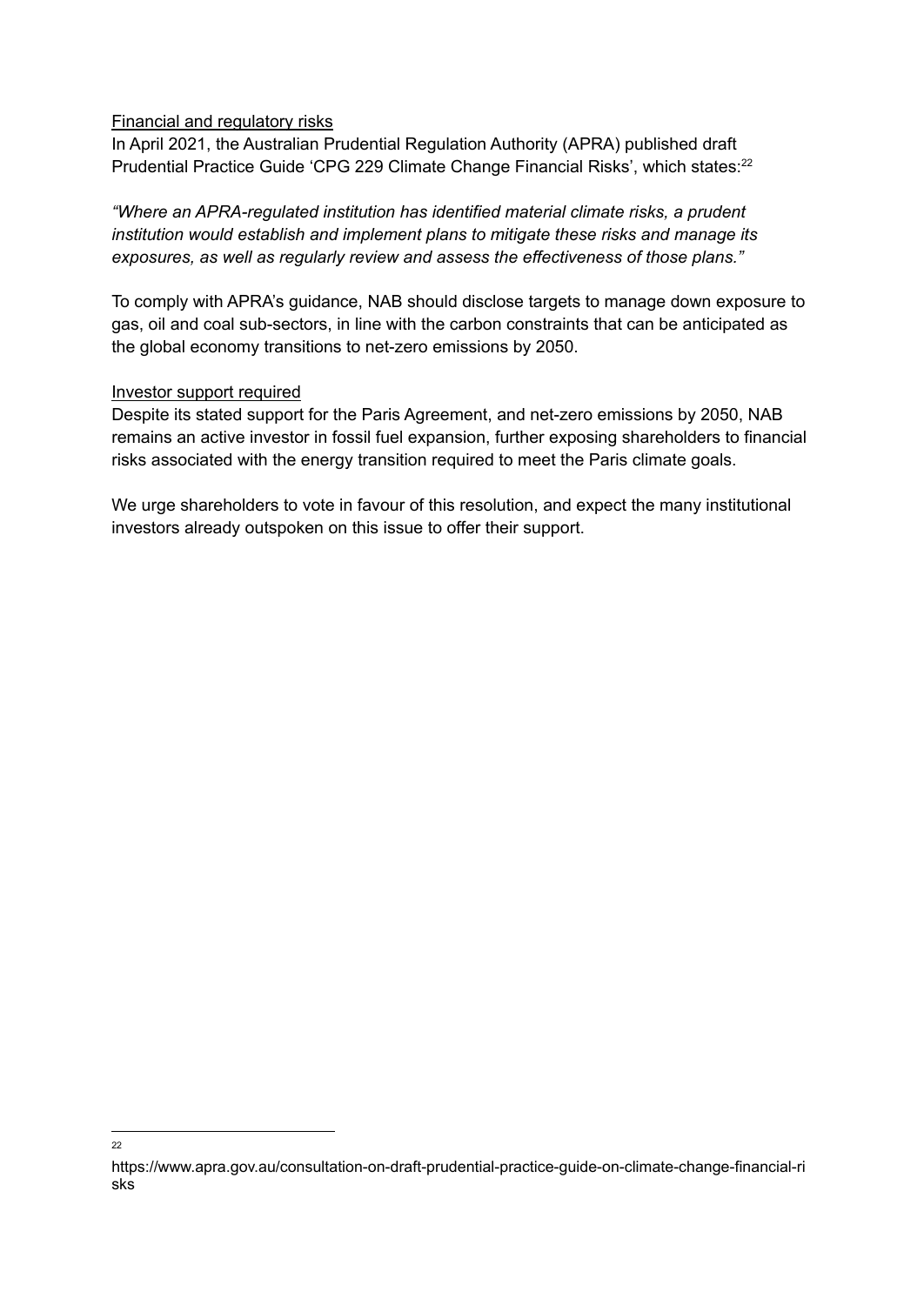Financial and regulatory risks

In April 2021, the Australian Prudential Regulation Authority (APRA) published draft Prudential Practice Guide 'CPG 229 Climate Change Financial Risks', which states:[22]

*"Where an APRA-regulated institution has identified material climate risks, a prudent institution would establish and implement plans to mitigate these risks and manage its exposures, as well as regularly review and assess the effectiveness of those plans."*

To comply with APRA's guidance, NAB should disclose targets to manage down exposure to gas, oil and coal sub-sectors, in line with the carbon constraints that can be anticipated as the global economy transitions to net-zero emissions by 2050.

Investor support required

Despite its stated support for the Paris Agreement, and net-zero emissions by 2050, NAB remains an active investor in fossil fuel expansion, further exposing shareholders to financial risks associated with the energy transition required to meet the Paris climate goals.

We urge shareholders to vote in favour of this resolution, and expect the many institutional investors already outspoken on this issue to offer their support.

---

[22] https://www.apra.gov.au/consultation-on-draft-prudential-practice-guide-on-climate-change-financial-risks